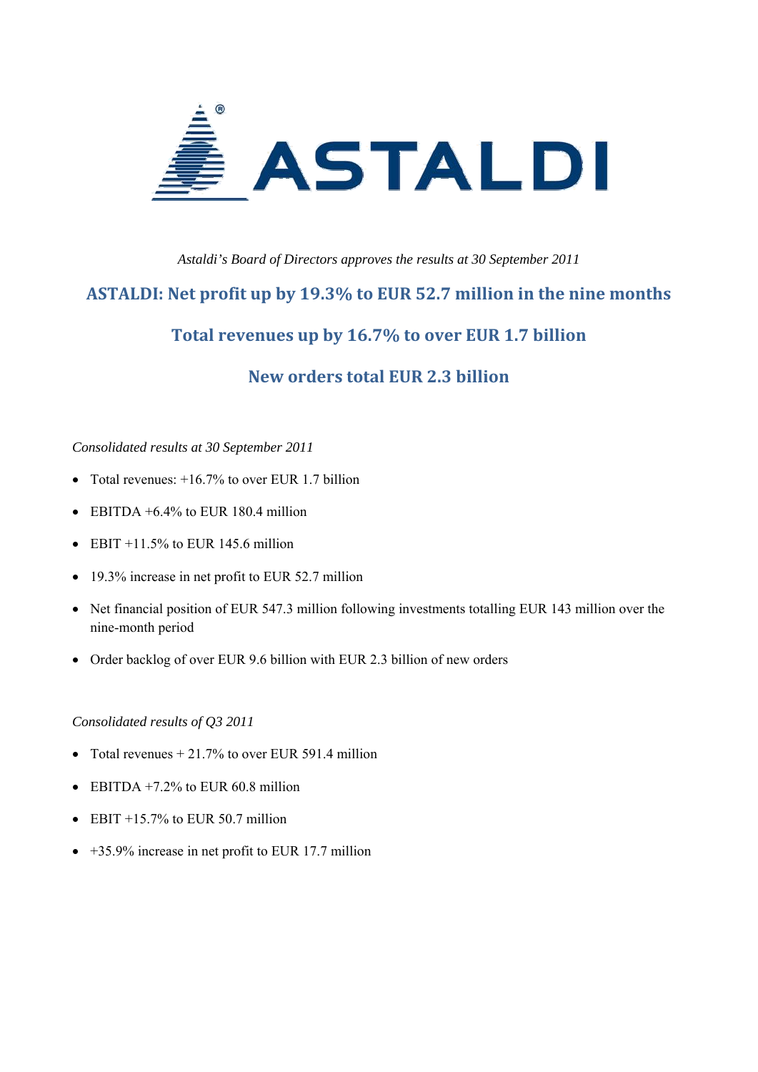# ASTALDI

*Astaldi's Board of Directors approves the results at 30 September 2011*

## ASTALDI: Net profit up by 19.3% to EUR 52.7 million in the nine months

## Total revenues up by 16.7% to over EUR 1.7 billion

## New orders total EUR 2.3 billion

*Consolidated results at 30 September 2011*

- Total revenues: +16.7% to over EUR 1.7 billion
- EBITDA +6.4% to EUR 180.4 million
- EBIT +11.5% to EUR 145.6 million
- 19.3% increase in net profit to EUR 52.7 million
- Net financial position of EUR 547.3 million following investments totalling EUR 143 million over the nine-month period
- Order backlog of over EUR 9.6 billion with EUR 2.3 billion of new orders

*Consolidated results of Q3 2011*

- Total revenues + 21.7% to over EUR 591.4 million
- EBITDA +7.2% to EUR 60.8 million
- EBIT +15.7% to EUR 50.7 million
- +35.9% increase in net profit to EUR 17.7 million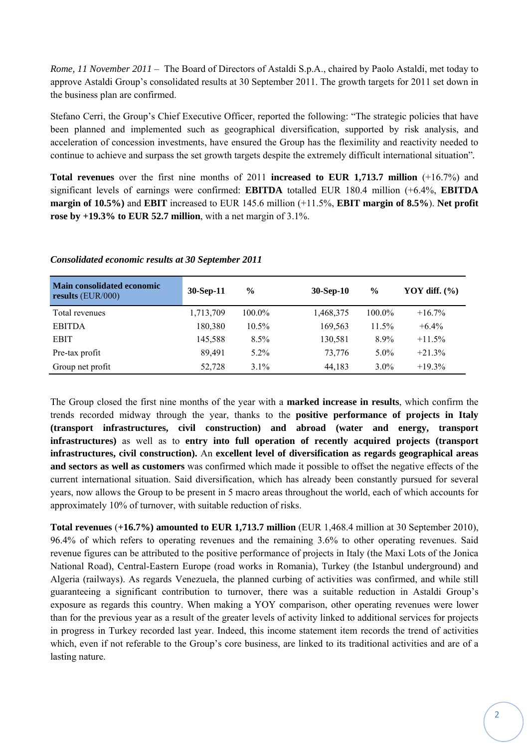*Rome, 11 November 2011* – The Board of Directors of Astaldi S.p.A., chaired by Paolo Astaldi, met today to approve Astaldi Group's consolidated results at 30 September 2011. The growth targets for 2011 set down in the business plan are confirmed.

Stefano Cerri, the Group's Chief Executive Officer, reported the following: "The strategic policies that have been planned and implemented such as geographical diversification, supported by risk analysis, and acceleration of concession investments, have ensured the Group has the fleximility and reactivity needed to continue to achieve and surpass the set growth targets despite the extremely difficult international situation".

**Total revenues** over the first nine months of 2011 **increased to EUR 1,713.7 million** (+16.7%) and significant levels of earnings were confirmed: **EBITDA** totalled EUR 180.4 million (+6.4%, **EBITDA margin of 10.5%)** and **EBIT** increased to EUR 145.6 million (+11.5%, **EBIT margin of 8.5%**). **Net profit rose by +19.3% to EUR 52.7 million**, with a net margin of 3.1%.

***Consolidated economic results at 30 September 2011***

| **Main consolidated economic results** (EUR/000) | **30-Sep-11** | **%** | **30-Sep-10** | **%** | **YOY diff. (%)** |
|---|---|---|---|---|---|
| Total revenues | 1,713,709 | 100.0% | 1,468,375 | 100.0% | +16.7% |
| EBITDA | 180,380 | 10.5% | 169,563 | 11.5% | +6.4% |
| EBIT | 145,588 | 8.5% | 130,581 | 8.9% | +11.5% |
| Pre-tax profit | 89,491 | 5.2% | 73,776 | 5.0% | +21.3% |
| Group net profit | 52,728 | 3.1% | 44,183 | 3.0% | +19.3% |

The Group closed the first nine months of the year with a **marked increase in results**, which confirm the trends recorded midway through the year, thanks to the **positive performance of projects in Italy (transport infrastructures, civil construction) and abroad (water and energy, transport infrastructures)** as well as to **entry into full operation of recently acquired projects (transport infrastructures, civil construction).** An **excellent level of diversification as regards geographical areas and sectors as well as customers** was confirmed which made it possible to offset the negative effects of the current international situation. Said diversification, which has already been constantly pursued for several years, now allows the Group to be present in 5 macro areas throughout the world, each of which accounts for approximately 10% of turnover, with suitable reduction of risks.

**Total revenues** (**+16.7%) amounted to EUR 1,713.7 million** (EUR 1,468.4 million at 30 September 2010), 96.4% of which refers to operating revenues and the remaining 3.6% to other operating revenues. Said revenue figures can be attributed to the positive performance of projects in Italy (the Maxi Lots of the Jonica National Road), Central-Eastern Europe (road works in Romania), Turkey (the Istanbul underground) and Algeria (railways). As regards Venezuela, the planned curbing of activities was confirmed, and while still guaranteeing a significant contribution to turnover, there was a suitable reduction in Astaldi Group's exposure as regards this country. When making a YOY comparison, other operating revenues were lower than for the previous year as a result of the greater levels of activity linked to additional services for projects in progress in Turkey recorded last year. Indeed, this income statement item records the trend of activities which, even if not referable to the Group's core business, are linked to its traditional activities and are of a lasting nature.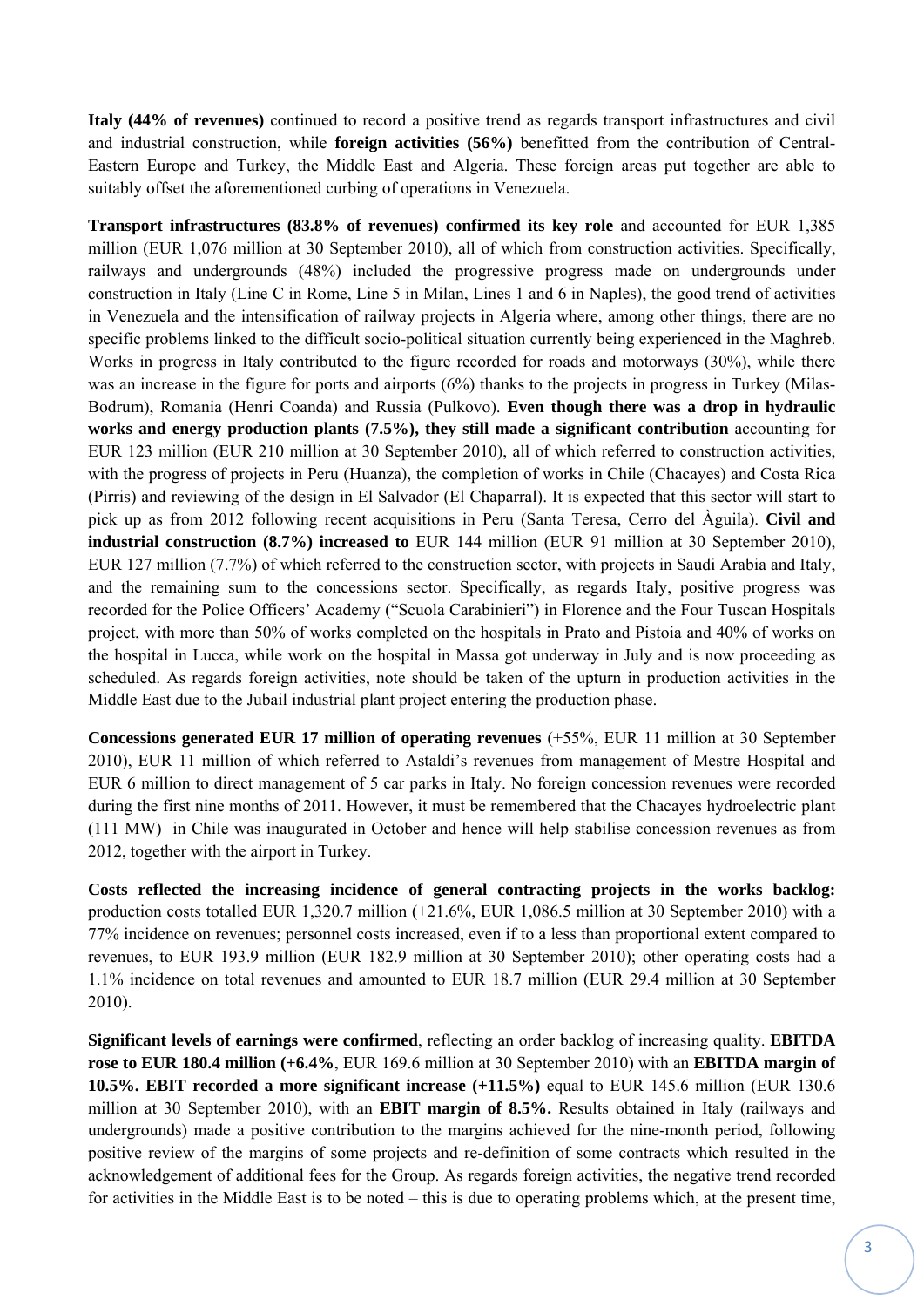**Italy (44% of revenues)** continued to record a positive trend as regards transport infrastructures and civil and industrial construction, while **foreign activities (56%)** benefitted from the contribution of Central-Eastern Europe and Turkey, the Middle East and Algeria. These foreign areas put together are able to suitably offset the aforementioned curbing of operations in Venezuela.

**Transport infrastructures (83.8% of revenues) confirmed its key role** and accounted for EUR 1,385 million (EUR 1,076 million at 30 September 2010), all of which from construction activities. Specifically, railways and undergrounds (48%) included the progressive progress made on undergrounds under construction in Italy (Line C in Rome, Line 5 in Milan, Lines 1 and 6 in Naples), the good trend of activities in Venezuela and the intensification of railway projects in Algeria where, among other things, there are no specific problems linked to the difficult socio-political situation currently being experienced in the Maghreb. Works in progress in Italy contributed to the figure recorded for roads and motorways (30%), while there was an increase in the figure for ports and airports (6%) thanks to the projects in progress in Turkey (Milas-Bodrum), Romania (Henri Coanda) and Russia (Pulkovo). **Even though there was a drop in hydraulic works and energy production plants (7.5%), they still made a significant contribution** accounting for EUR 123 million (EUR 210 million at 30 September 2010), all of which referred to construction activities, with the progress of projects in Peru (Huanza), the completion of works in Chile (Chacayes) and Costa Rica (Pirris) and reviewing of the design in El Salvador (El Chaparral). It is expected that this sector will start to pick up as from 2012 following recent acquisitions in Peru (Santa Teresa, Cerro del Àguila). **Civil and industrial construction (8.7%) increased to** EUR 144 million (EUR 91 million at 30 September 2010), EUR 127 million (7.7%) of which referred to the construction sector, with projects in Saudi Arabia and Italy, and the remaining sum to the concessions sector. Specifically, as regards Italy, positive progress was recorded for the Police Officers' Academy ("Scuola Carabinieri") in Florence and the Four Tuscan Hospitals project, with more than 50% of works completed on the hospitals in Prato and Pistoia and 40% of works on the hospital in Lucca, while work on the hospital in Massa got underway in July and is now proceeding as scheduled. As regards foreign activities, note should be taken of the upturn in production activities in the Middle East due to the Jubail industrial plant project entering the production phase.

**Concessions generated EUR 17 million of operating revenues** (+55%, EUR 11 million at 30 September 2010), EUR 11 million of which referred to Astaldi's revenues from management of Mestre Hospital and EUR 6 million to direct management of 5 car parks in Italy. No foreign concession revenues were recorded during the first nine months of 2011. However, it must be remembered that the Chacayes hydroelectric plant (111 MW) in Chile was inaugurated in October and hence will help stabilise concession revenues as from 2012, together with the airport in Turkey.

**Costs reflected the increasing incidence of general contracting projects in the works backlog:** production costs totalled EUR 1,320.7 million (+21.6%, EUR 1,086.5 million at 30 September 2010) with a 77% incidence on revenues; personnel costs increased, even if to a less than proportional extent compared to revenues, to EUR 193.9 million (EUR 182.9 million at 30 September 2010); other operating costs had a 1.1% incidence on total revenues and amounted to EUR 18.7 million (EUR 29.4 million at 30 September 2010).

**Significant levels of earnings were confirmed**, reflecting an order backlog of increasing quality. **EBITDA rose to EUR 180.4 million (+6.4%**, EUR 169.6 million at 30 September 2010) with an **EBITDA margin of 10.5%. EBIT recorded a more significant increase (+11.5%)** equal to EUR 145.6 million (EUR 130.6 million at 30 September 2010), with an **EBIT margin of 8.5%.** Results obtained in Italy (railways and undergrounds) made a positive contribution to the margins achieved for the nine-month period, following positive review of the margins of some projects and re-definition of some contracts which resulted in the acknowledgement of additional fees for the Group. As regards foreign activities, the negative trend recorded for activities in the Middle East is to be noted – this is due to operating problems which, at the present time,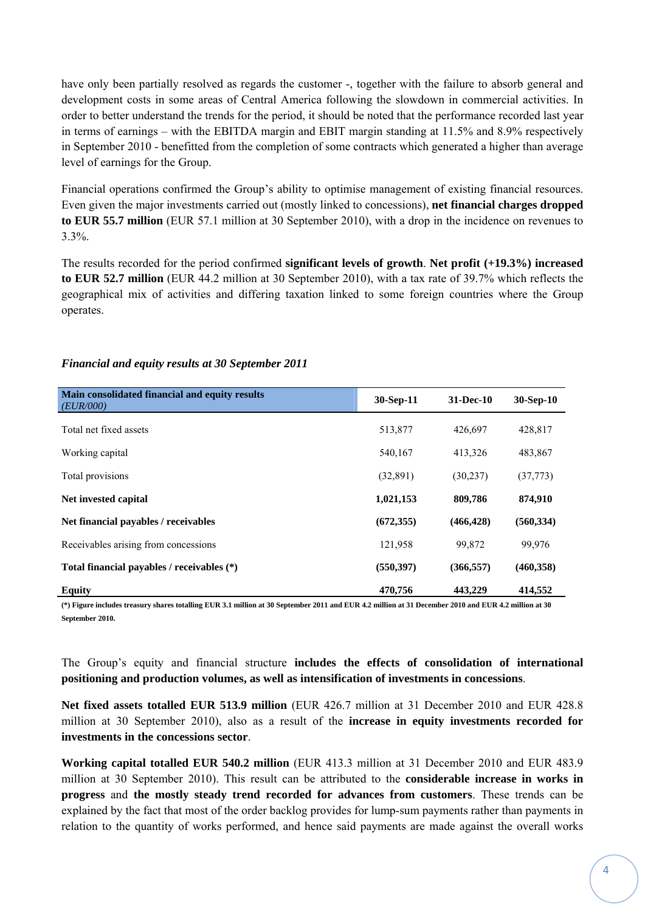have only been partially resolved as regards the customer -, together with the failure to absorb general and development costs in some areas of Central America following the slowdown in commercial activities. In order to better understand the trends for the period, it should be noted that the performance recorded last year in terms of earnings – with the EBITDA margin and EBIT margin standing at 11.5% and 8.9% respectively in September 2010 - benefitted from the completion of some contracts which generated a higher than average level of earnings for the Group.

Financial operations confirmed the Group's ability to optimise management of existing financial resources. Even given the major investments carried out (mostly linked to concessions), **net financial charges dropped to EUR 55.7 million** (EUR 57.1 million at 30 September 2010), with a drop in the incidence on revenues to 3.3%.

The results recorded for the period confirmed **significant levels of growth**. **Net profit (+19.3%) increased to EUR 52.7 million** (EUR 44.2 million at 30 September 2010), with a tax rate of 39.7% which reflects the geographical mix of activities and differing taxation linked to some foreign countries where the Group operates.

### *Financial and equity results at 30 September 2011*

| **Main consolidated financial and equity results** *(EUR/000)* | **30-Sep-11** | **31-Dec-10** | **30-Sep-10** |
|---|---|---|---|
| Total net fixed assets | 513,877 | 426,697 | 428,817 |
| Working capital | 540,167 | 413,326 | 483,867 |
| Total provisions | (32,891) | (30,237) | (37,773) |
| **Net invested capital** | **1,021,153** | **809,786** | **874,910** |
| **Net financial payables / receivables** | **(672,355)** | **(466,428)** | **(560,334)** |
| Receivables arising from concessions | 121,958 | 99,872 | 99,976 |
| **Total financial payables / receivables (\*)** | **(550,397)** | **(366,557)** | **(460,358)** |
| **Equity** | **470,756** | **443,229** | **414,552** |

**(\*) Figure includes treasury shares totalling EUR 3.1 million at 30 September 2011 and EUR 4.2 million at 31 December 2010 and EUR 4.2 million at 30 September 2010.**

The Group's equity and financial structure **includes the effects of consolidation of international positioning and production volumes, as well as intensification of investments in concessions**.

**Net fixed assets totalled EUR 513.9 million** (EUR 426.7 million at 31 December 2010 and EUR 428.8 million at 30 September 2010), also as a result of the **increase in equity investments recorded for investments in the concessions sector**.

**Working capital totalled EUR 540.2 million** (EUR 413.3 million at 31 December 2010 and EUR 483.9 million at 30 September 2010). This result can be attributed to the **considerable increase in works in progress** and **the mostly steady trend recorded for advances from customers**. These trends can be explained by the fact that most of the order backlog provides for lump-sum payments rather than payments in relation to the quantity of works performed, and hence said payments are made against the overall works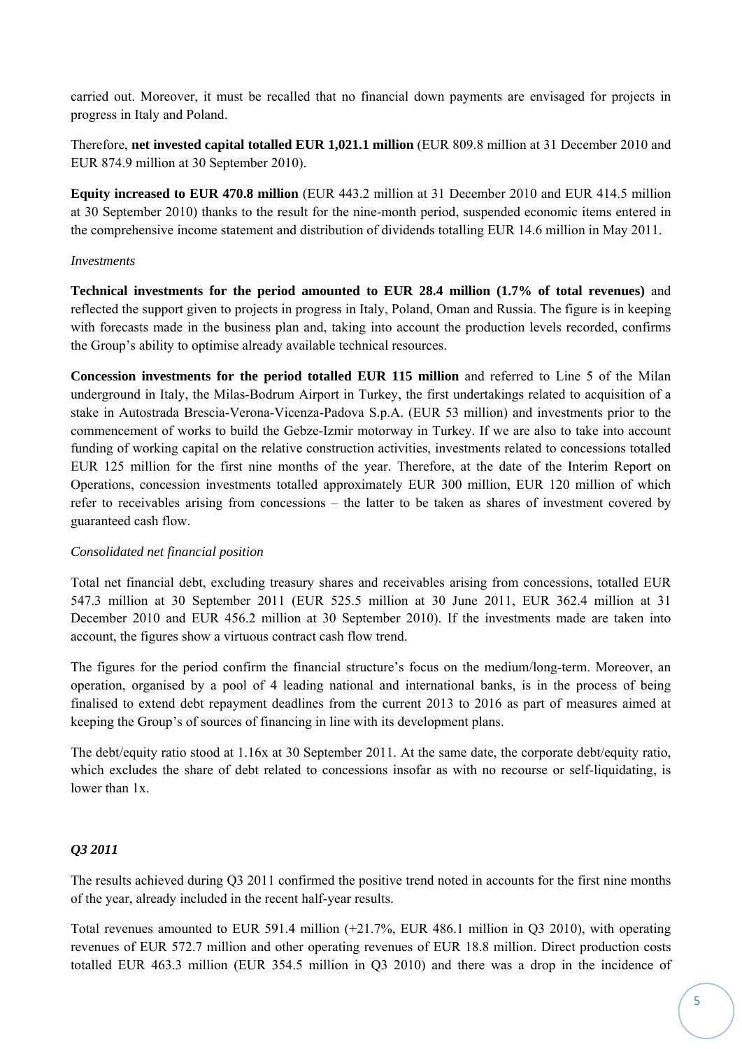carried out. Moreover, it must be recalled that no financial down payments are envisaged for projects in progress in Italy and Poland.

Therefore, **net invested capital totalled EUR 1,021.1 million** (EUR 809.8 million at 31 December 2010 and EUR 874.9 million at 30 September 2010).

**Equity increased to EUR 470.8 million** (EUR 443.2 million at 31 December 2010 and EUR 414.5 million at 30 September 2010) thanks to the result for the nine-month period, suspended economic items entered in the comprehensive income statement and distribution of dividends totalling EUR 14.6 million in May 2011.

*Investments*

**Technical investments for the period amounted to EUR 28.4 million (1.7% of total revenues)** and reflected the support given to projects in progress in Italy, Poland, Oman and Russia. The figure is in keeping with forecasts made in the business plan and, taking into account the production levels recorded, confirms the Group's ability to optimise already available technical resources.

**Concession investments for the period totalled EUR 115 million** and referred to Line 5 of the Milan underground in Italy, the Milas-Bodrum Airport in Turkey, the first undertakings related to acquisition of a stake in Autostrada Brescia-Verona-Vicenza-Padova S.p.A. (EUR 53 million) and investments prior to the commencement of works to build the Gebze-Izmir motorway in Turkey. If we are also to take into account funding of working capital on the relative construction activities, investments related to concessions totalled EUR 125 million for the first nine months of the year. Therefore, at the date of the Interim Report on Operations, concession investments totalled approximately EUR 300 million, EUR 120 million of which refer to receivables arising from concessions – the latter to be taken as shares of investment covered by guaranteed cash flow.

*Consolidated net financial position*

Total net financial debt, excluding treasury shares and receivables arising from concessions, totalled EUR 547.3 million at 30 September 2011 (EUR 525.5 million at 30 June 2011, EUR 362.4 million at 31 December 2010 and EUR 456.2 million at 30 September 2010). If the investments made are taken into account, the figures show a virtuous contract cash flow trend.

The figures for the period confirm the financial structure's focus on the medium/long-term. Moreover, an operation, organised by a pool of 4 leading national and international banks, is in the process of being finalised to extend debt repayment deadlines from the current 2013 to 2016 as part of measures aimed at keeping the Group's of sources of financing in line with its development plans.

The debt/equity ratio stood at 1.16x at 30 September 2011. At the same date, the corporate debt/equity ratio, which excludes the share of debt related to concessions insofar as with no recourse or self-liquidating, is lower than 1x.

***Q3 2011***

The results achieved during Q3 2011 confirmed the positive trend noted in accounts for the first nine months of the year, already included in the recent half-year results.

Total revenues amounted to EUR 591.4 million (+21.7%, EUR 486.1 million in Q3 2010), with operating revenues of EUR 572.7 million and other operating revenues of EUR 18.8 million. Direct production costs totalled EUR 463.3 million (EUR 354.5 million in Q3 2010) and there was a drop in the incidence of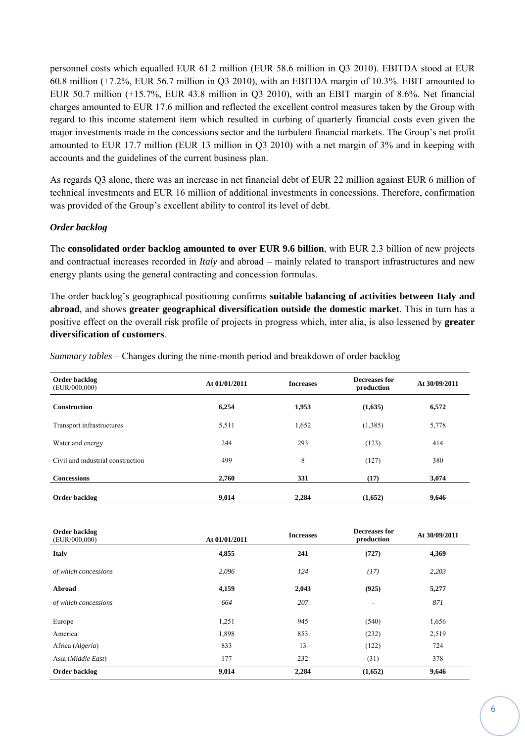personnel costs which equalled EUR 61.2 million (EUR 58.6 million in Q3 2010). EBITDA stood at EUR 60.8 million (+7.2%, EUR 56.7 million in Q3 2010), with an EBITDA margin of 10.3%. EBIT amounted to EUR 50.7 million (+15.7%, EUR 43.8 million in Q3 2010), with an EBIT margin of 8.6%. Net financial charges amounted to EUR 17.6 million and reflected the excellent control measures taken by the Group with regard to this income statement item which resulted in curbing of quarterly financial costs even given the major investments made in the concessions sector and the turbulent financial markets. The Group's net profit amounted to EUR 17.7 million (EUR 13 million in Q3 2010) with a net margin of 3% and in keeping with accounts and the guidelines of the current business plan.

As regards Q3 alone, there was an increase in net financial debt of EUR 22 million against EUR 6 million of technical investments and EUR 16 million of additional investments in concessions. Therefore, confirmation was provided of the Group's excellent ability to control its level of debt.

***Order backlog***

The **consolidated order backlog amounted to over EUR 9.6 billion**, with EUR 2.3 billion of new projects and contractual increases recorded in *Italy* and abroad – mainly related to transport infrastructures and new energy plants using the general contracting and concession formulas.

The order backlog's geographical positioning confirms **suitable balancing of activities between Italy and abroad**, and shows **greater geographical diversification outside the domestic market**. This in turn has a positive effect on the overall risk profile of projects in progress which, inter alia, is also lessened by **greater diversification of customers**.

*Summary tables* – Changes during the nine-month period and breakdown of order backlog

| **Order backlog** (EUR/000,000) | **At 01/01/2011** | **Increases** | **Decreases for production** | **At 30/09/2011** |
|---|---|---|---|---|
| **Construction** | **6,254** | **1,953** | **(1,635)** | **6,572** |
| Transport infrastructures | 5,511 | 1,652 | (1,385) | 5,778 |
| Water and energy | 244 | 293 | (123) | 414 |
| Civil and industrial construction | 499 | 8 | (127) | 380 |
| **Concessions** | **2,760** | **331** | **(17)** | **3,074** |
| **Order backlog** | **9,014** | **2,284** | **(1,652)** | **9,646** |

| **Order backlog** (EUR/000,000) | **At 01/01/2011** | **Increases** | **Decreases for production** | **At 30/09/2011** |
|---|---|---|---|---|
| **Italy** | **4,855** | **241** | **(727)** | **4,369** |
| *of which concessions* | *2,096* | *124* | *(17)* | *2,203* |
| **Abroad** | **4,159** | **2,043** | **(925)** | **5,277** |
| *of which concessions* | *664* | *207* | - | *871* |
| Europe | 1,251 | 945 | (540) | 1,656 |
| America | 1,898 | 853 | (232) | 2,519 |
| Africa (*Algeria*) | 833 | 13 | (122) | 724 |
| Asia (*Middle East*) | 177 | 232 | (31) | 378 |
| **Order backlog** | **9,014** | **2,284** | **(1,652)** | **9,646** |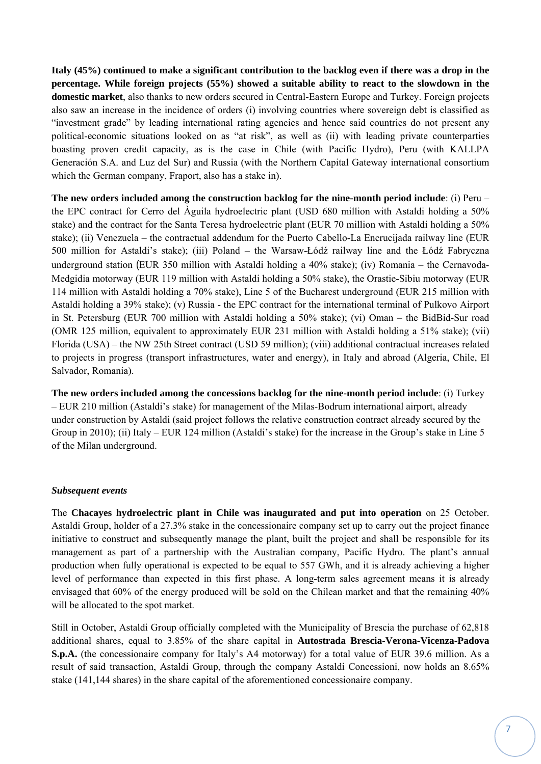**Italy (45%) continued to make a significant contribution to the backlog even if there was a drop in the percentage. While foreign projects (55%) showed a suitable ability to react to the slowdown in the domestic market**, also thanks to new orders secured in Central-Eastern Europe and Turkey. Foreign projects also saw an increase in the incidence of orders (i) involving countries where sovereign debt is classified as "investment grade" by leading international rating agencies and hence said countries do not present any political-economic situations looked on as "at risk", as well as (ii) with leading private counterparties boasting proven credit capacity, as is the case in Chile (with Pacific Hydro), Peru (with KALLPA Generación S.A. and Luz del Sur) and Russia (with the Northern Capital Gateway international consortium which the German company, Fraport, also has a stake in).

**The new orders included among the construction backlog for the nine-month period include**: (i) Peru – the EPC contract for Cerro del Àguila hydroelectric plant (USD 680 million with Astaldi holding a 50% stake) and the contract for the Santa Teresa hydroelectric plant (EUR 70 million with Astaldi holding a 50% stake); (ii) Venezuela – the contractual addendum for the Puerto Cabello-La Encrucijada railway line (EUR 500 million for Astaldi's stake); (iii) Poland – the Warsaw-Łódź railway line and the Łódź Fabryczna underground station (EUR 350 million with Astaldi holding a 40% stake); (iv) Romania – the Cernavoda-Medgidia motorway (EUR 119 million with Astaldi holding a 50% stake), the Orastie-Sibiu motorway (EUR 114 million with Astaldi holding a 70% stake), Line 5 of the Bucharest underground (EUR 215 million with Astaldi holding a 39% stake); (v) Russia - the EPC contract for the international terminal of Pulkovo Airport in St. Petersburg (EUR 700 million with Astaldi holding a 50% stake); (vi) Oman – the BidBid-Sur road (OMR 125 million, equivalent to approximately EUR 231 million with Astaldi holding a 51% stake); (vii) Florida (USA) – the NW 25th Street contract (USD 59 million); (viii) additional contractual increases related to projects in progress (transport infrastructures, water and energy), in Italy and abroad (Algeria, Chile, El Salvador, Romania).

**The new orders included among the concessions backlog for the nine-month period include**: (i) Turkey – EUR 210 million (Astaldi's stake) for management of the Milas-Bodrum international airport, already under construction by Astaldi (said project follows the relative construction contract already secured by the Group in 2010); (ii) Italy – EUR 124 million (Astaldi's stake) for the increase in the Group's stake in Line 5 of the Milan underground.

***Subsequent events***

The **Chacayes hydroelectric plant in Chile was inaugurated and put into operation** on 25 October. Astaldi Group, holder of a 27.3% stake in the concessionaire company set up to carry out the project finance initiative to construct and subsequently manage the plant, built the project and shall be responsible for its management as part of a partnership with the Australian company, Pacific Hydro. The plant's annual production when fully operational is expected to be equal to 557 GWh, and it is already achieving a higher level of performance than expected in this first phase. A long-term sales agreement means it is already envisaged that 60% of the energy produced will be sold on the Chilean market and that the remaining 40% will be allocated to the spot market.

Still in October, Astaldi Group officially completed with the Municipality of Brescia the purchase of 62,818 additional shares, equal to 3.85% of the share capital in **Autostrada Brescia-Verona-Vicenza-Padova S.p.A.** (the concessionaire company for Italy's A4 motorway) for a total value of EUR 39.6 million. As a result of said transaction, Astaldi Group, through the company Astaldi Concessioni, now holds an 8.65% stake (141,144 shares) in the share capital of the aforementioned concessionaire company.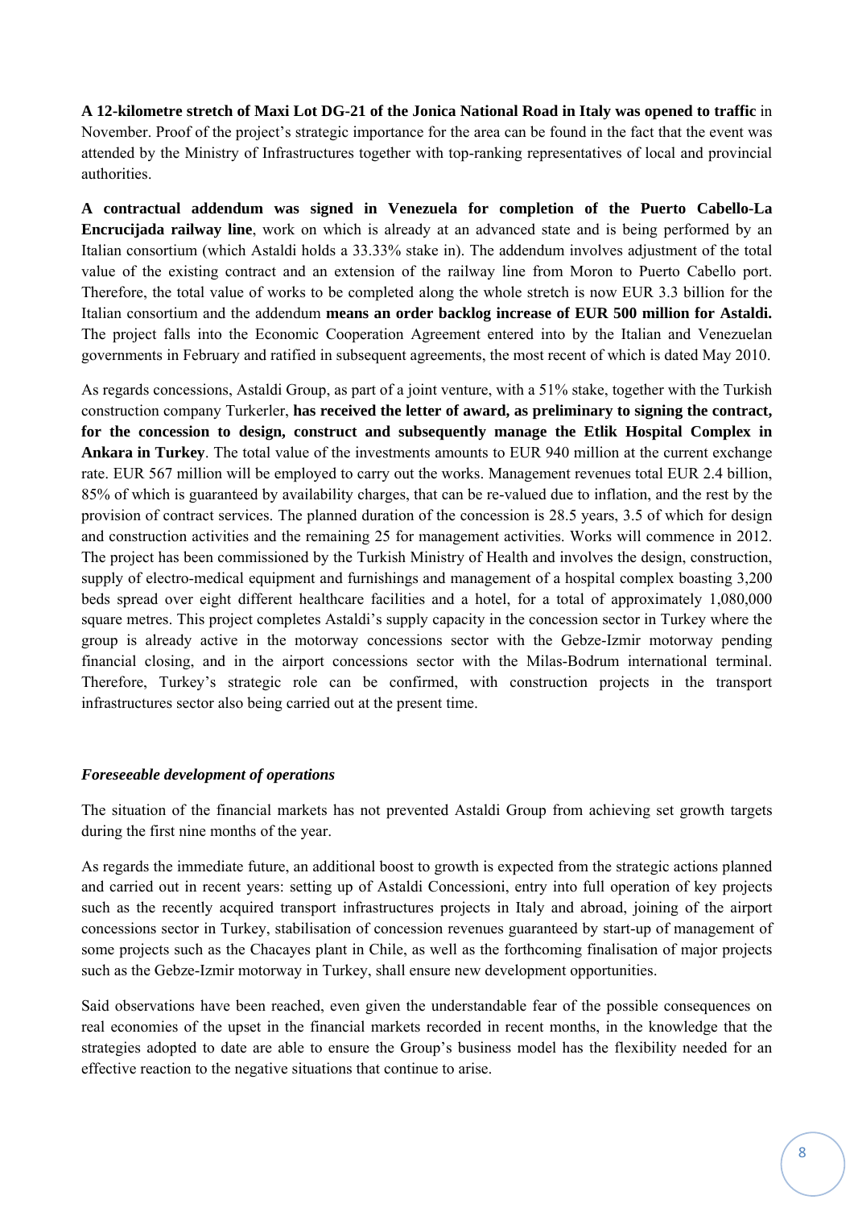**A 12-kilometre stretch of Maxi Lot DG-21 of the Jonica National Road in Italy was opened to traffic** in November. Proof of the project's strategic importance for the area can be found in the fact that the event was attended by the Ministry of Infrastructures together with top-ranking representatives of local and provincial authorities.

**A contractual addendum was signed in Venezuela for completion of the Puerto Cabello-La Encrucijada railway line**, work on which is already at an advanced state and is being performed by an Italian consortium (which Astaldi holds a 33.33% stake in). The addendum involves adjustment of the total value of the existing contract and an extension of the railway line from Moron to Puerto Cabello port. Therefore, the total value of works to be completed along the whole stretch is now EUR 3.3 billion for the Italian consortium and the addendum **means an order backlog increase of EUR 500 million for Astaldi.** The project falls into the Economic Cooperation Agreement entered into by the Italian and Venezuelan governments in February and ratified in subsequent agreements, the most recent of which is dated May 2010.

As regards concessions, Astaldi Group, as part of a joint venture, with a 51% stake, together with the Turkish construction company Turkerler, **has received the letter of award, as preliminary to signing the contract, for the concession to design, construct and subsequently manage the Etlik Hospital Complex in Ankara in Turkey**. The total value of the investments amounts to EUR 940 million at the current exchange rate. EUR 567 million will be employed to carry out the works. Management revenues total EUR 2.4 billion, 85% of which is guaranteed by availability charges, that can be re-valued due to inflation, and the rest by the provision of contract services. The planned duration of the concession is 28.5 years, 3.5 of which for design and construction activities and the remaining 25 for management activities. Works will commence in 2012. The project has been commissioned by the Turkish Ministry of Health and involves the design, construction, supply of electro-medical equipment and furnishings and management of a hospital complex boasting 3,200 beds spread over eight different healthcare facilities and a hotel, for a total of approximately 1,080,000 square metres. This project completes Astaldi's supply capacity in the concession sector in Turkey where the group is already active in the motorway concessions sector with the Gebze-Izmir motorway pending financial closing, and in the airport concessions sector with the Milas-Bodrum international terminal. Therefore, Turkey's strategic role can be confirmed, with construction projects in the transport infrastructures sector also being carried out at the present time.

***Foreseeable development of operations***

The situation of the financial markets has not prevented Astaldi Group from achieving set growth targets during the first nine months of the year.

As regards the immediate future, an additional boost to growth is expected from the strategic actions planned and carried out in recent years: setting up of Astaldi Concessioni, entry into full operation of key projects such as the recently acquired transport infrastructures projects in Italy and abroad, joining of the airport concessions sector in Turkey, stabilisation of concession revenues guaranteed by start-up of management of some projects such as the Chacayes plant in Chile, as well as the forthcoming finalisation of major projects such as the Gebze-Izmir motorway in Turkey, shall ensure new development opportunities.

Said observations have been reached, even given the understandable fear of the possible consequences on real economies of the upset in the financial markets recorded in recent months, in the knowledge that the strategies adopted to date are able to ensure the Group's business model has the flexibility needed for an effective reaction to the negative situations that continue to arise.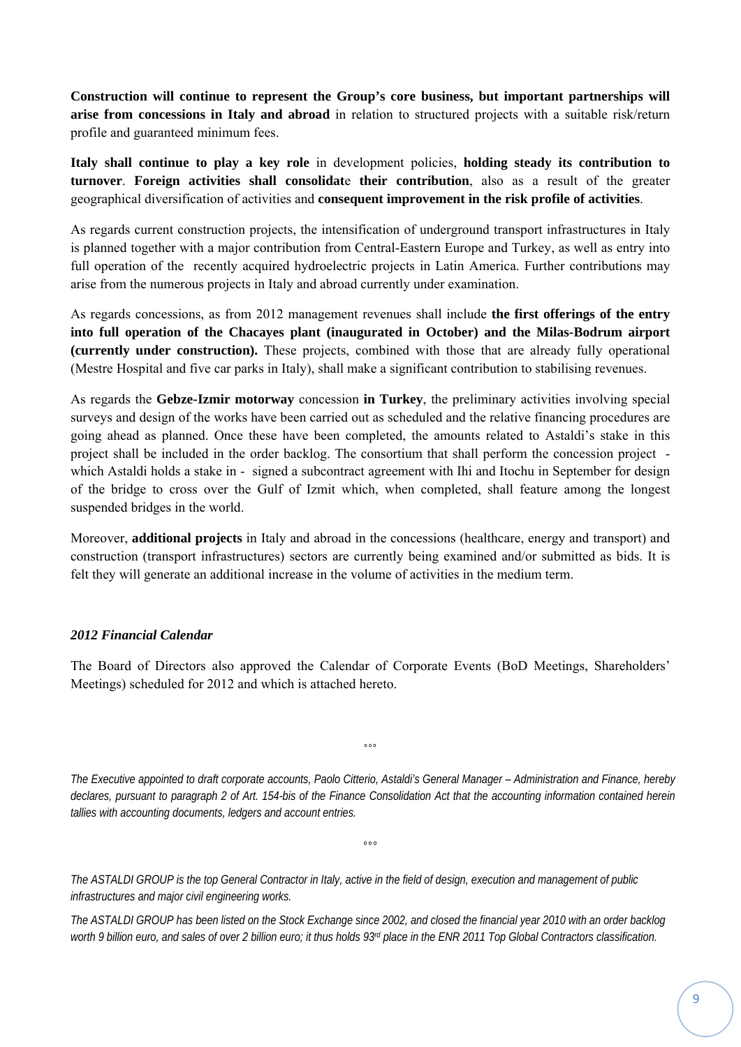**Construction will continue to represent the Group's core business, but important partnerships will arise from concessions in Italy and abroad** in relation to structured projects with a suitable risk/return profile and guaranteed minimum fees.

**Italy shall continue to play a key role** in development policies, **holding steady its contribution to turnover**. **Foreign activities shall consolidate their contribution**, also as a result of the greater geographical diversification of activities and **consequent improvement in the risk profile of activities**.

As regards current construction projects, the intensification of underground transport infrastructures in Italy is planned together with a major contribution from Central-Eastern Europe and Turkey, as well as entry into full operation of the recently acquired hydroelectric projects in Latin America. Further contributions may arise from the numerous projects in Italy and abroad currently under examination.

As regards concessions, as from 2012 management revenues shall include **the first offerings of the entry into full operation of the Chacayes plant (inaugurated in October) and the Milas-Bodrum airport (currently under construction).** These projects, combined with those that are already fully operational (Mestre Hospital and five car parks in Italy), shall make a significant contribution to stabilising revenues.

As regards the **Gebze-Izmir motorway** concession **in Turkey**, the preliminary activities involving special surveys and design of the works have been carried out as scheduled and the relative financing procedures are going ahead as planned. Once these have been completed, the amounts related to Astaldi's stake in this project shall be included in the order backlog. The consortium that shall perform the concession project - which Astaldi holds a stake in - signed a subcontract agreement with Ihi and Itochu in September for design of the bridge to cross over the Gulf of Izmit which, when completed, shall feature among the longest suspended bridges in the world.

Moreover, **additional projects** in Italy and abroad in the concessions (healthcare, energy and transport) and construction (transport infrastructures) sectors are currently being examined and/or submitted as bids. It is felt they will generate an additional increase in the volume of activities in the medium term.

***2012 Financial Calendar***

The Board of Directors also approved the Calendar of Corporate Events (BoD Meetings, Shareholders' Meetings) scheduled for 2012 and which is attached hereto.

°°°

*The Executive appointed to draft corporate accounts, Paolo Citterio, Astaldi's General Manager – Administration and Finance, hereby declares, pursuant to paragraph 2 of Art. 154-bis of the Finance Consolidation Act that the accounting information contained herein tallies with accounting documents, ledgers and account entries.*

°°°

*The ASTALDI GROUP is the top General Contractor in Italy, active in the field of design, execution and management of public infrastructures and major civil engineering works.*

*The ASTALDI GROUP has been listed on the Stock Exchange since 2002, and closed the financial year 2010 with an order backlog worth 9 billion euro, and sales of over 2 billion euro; it thus holds 93rd place in the ENR 2011 Top Global Contractors classification.*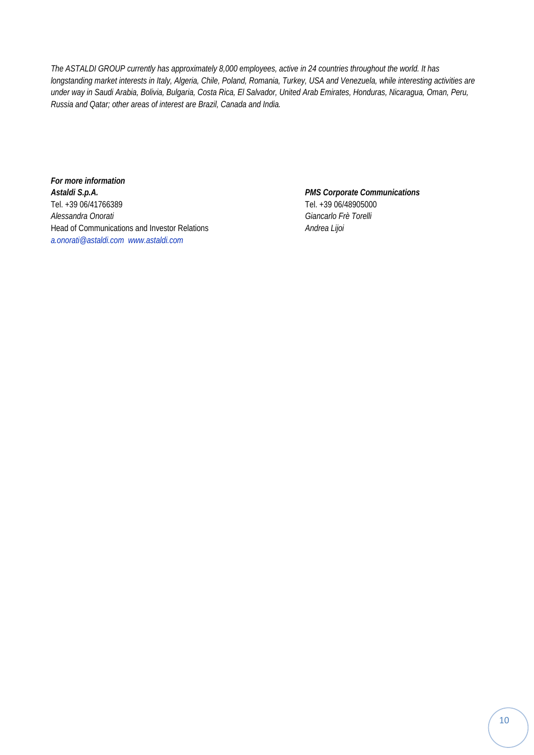*The ASTALDI GROUP currently has approximately 8,000 employees, active in 24 countries throughout the world. It has longstanding market interests in Italy, Algeria, Chile, Poland, Romania, Turkey, USA and Venezuela, while interesting activities are under way in Saudi Arabia, Bolivia, Bulgaria, Costa Rica, El Salvador, United Arab Emirates, Honduras, Nicaragua, Oman, Peru, Russia and Qatar; other areas of interest are Brazil, Canada and India.*

***For more information***

***Astaldi S.p.A.***
Tel. +39 06/41766389
*Alessandra Onorati*
Head of Communications and Investor Relations
*a.onorati@astaldi.com www.astaldi.com*

***PMS Corporate Communications***
Tel. +39 06/48905000
*Giancarlo Frè Torelli*
*Andrea Lijoi*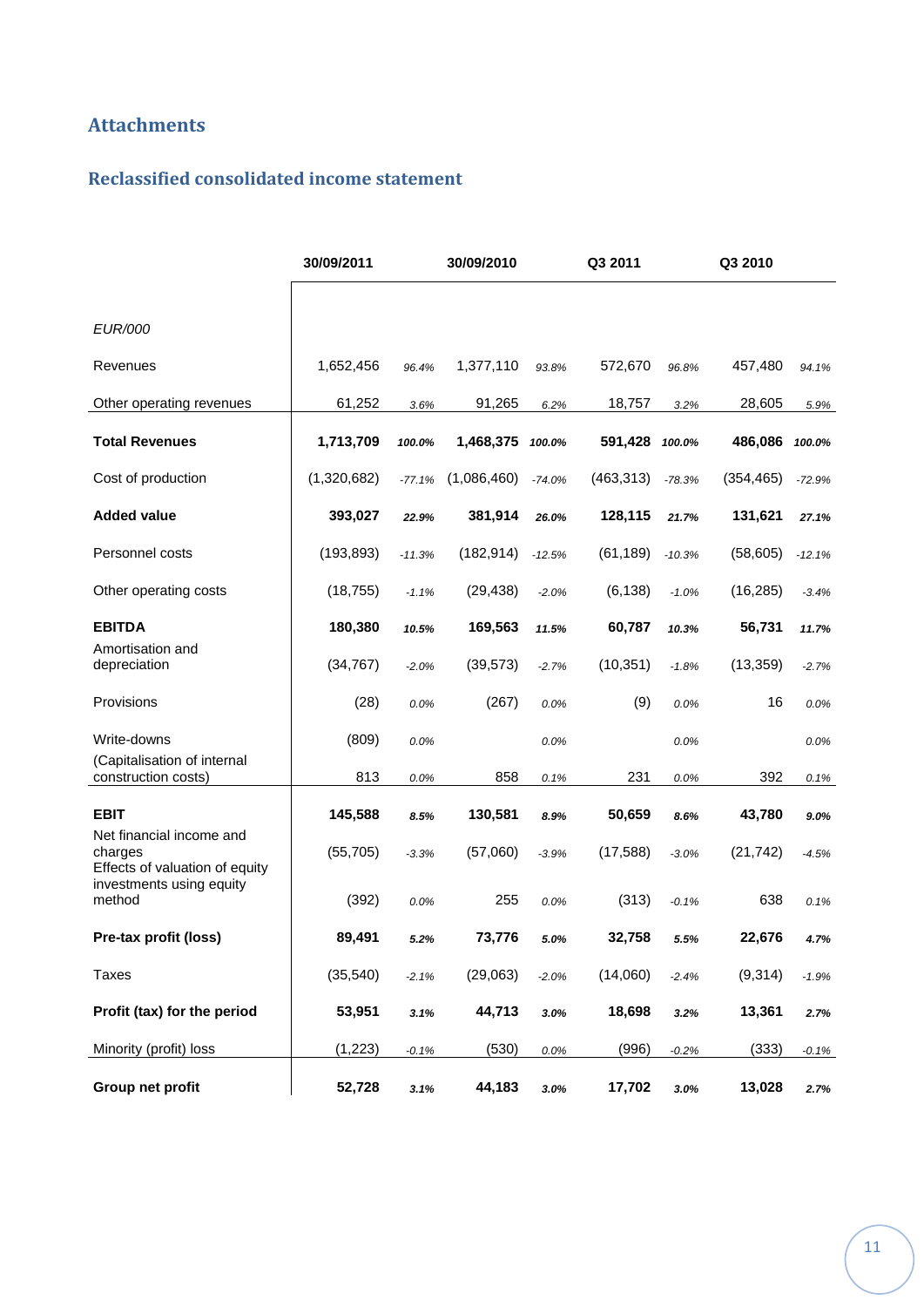## Attachments

### Reclassified consolidated income statement

| | 30/09/2011 | | 30/09/2010 | | Q3 2011 | | Q3 2010 | |
|---|---|---|---|---|---|---|---|---|
| *EUR/000* | | | | | | | | |
| Revenues | 1,652,456 | *96.4%* | 1,377,110 | *93.8%* | 572,670 | *96.8%* | 457,480 | *94.1%* |
| Other operating revenues | 61,252 | *3.6%* | 91,265 | *6.2%* | 18,757 | *3.2%* | 28,605 | *5.9%* |
| **Total Revenues** | **1,713,709** | ***100.0%*** | **1,468,375** | ***100.0%*** | **591,428** | ***100.0%*** | **486,086** | ***100.0%*** |
| Cost of production | (1,320,682) | *-77.1%* | (1,086,460) | *-74.0%* | (463,313) | *-78.3%* | (354,465) | *-72.9%* |
| **Added value** | **393,027** | ***22.9%*** | **381,914** | ***26.0%*** | **128,115** | ***21.7%*** | **131,621** | ***27.1%*** |
| Personnel costs | (193,893) | *-11.3%* | (182,914) | *-12.5%* | (61,189) | *-10.3%* | (58,605) | *-12.1%* |
| Other operating costs | (18,755) | *-1.1%* | (29,438) | *-2.0%* | (6,138) | *-1.0%* | (16,285) | *-3.4%* |
| **EBITDA** | **180,380** | ***10.5%*** | **169,563** | ***11.5%*** | **60,787** | ***10.3%*** | **56,731** | ***11.7%*** |
| Amortisation and depreciation | (34,767) | *-2.0%* | (39,573) | *-2.7%* | (10,351) | *-1.8%* | (13,359) | *-2.7%* |
| Provisions | (28) | *0.0%* | (267) | *0.0%* | (9) | *0.0%* | 16 | *0.0%* |
| Write-downs | (809) | *0.0%* | | *0.0%* | | *0.0%* | | *0.0%* |
| (Capitalisation of internal construction costs) | 813 | *0.0%* | 858 | *0.1%* | 231 | *0.0%* | 392 | *0.1%* |
| **EBIT** | **145,588** | ***8.5%*** | **130,581** | ***8.9%*** | **50,659** | ***8.6%*** | **43,780** | ***9.0%*** |
| Net financial income and charges | (55,705) | *-3.3%* | (57,060) | *-3.9%* | (17,588) | *-3.0%* | (21,742) | *-4.5%* |
| Effects of valuation of equity investments using equity method | (392) | *0.0%* | 255 | *0.0%* | (313) | *-0.1%* | 638 | *0.1%* |
| **Pre-tax profit (loss)** | **89,491** | ***5.2%*** | **73,776** | ***5.0%*** | **32,758** | ***5.5%*** | **22,676** | ***4.7%*** |
| Taxes | (35,540) | *-2.1%* | (29,063) | *-2.0%* | (14,060) | *-2.4%* | (9,314) | *-1.9%* |
| **Profit (tax) for the period** | **53,951** | ***3.1%*** | **44,713** | ***3.0%*** | **18,698** | ***3.2%*** | **13,361** | ***2.7%*** |
| Minority (profit) loss | (1,223) | *-0.1%* | (530) | *0.0%* | (996) | *-0.2%* | (333) | *-0.1%* |
| **Group net profit** | **52,728** | ***3.1%*** | **44,183** | ***3.0%*** | **17,702** | ***3.0%*** | **13,028** | ***2.7%*** |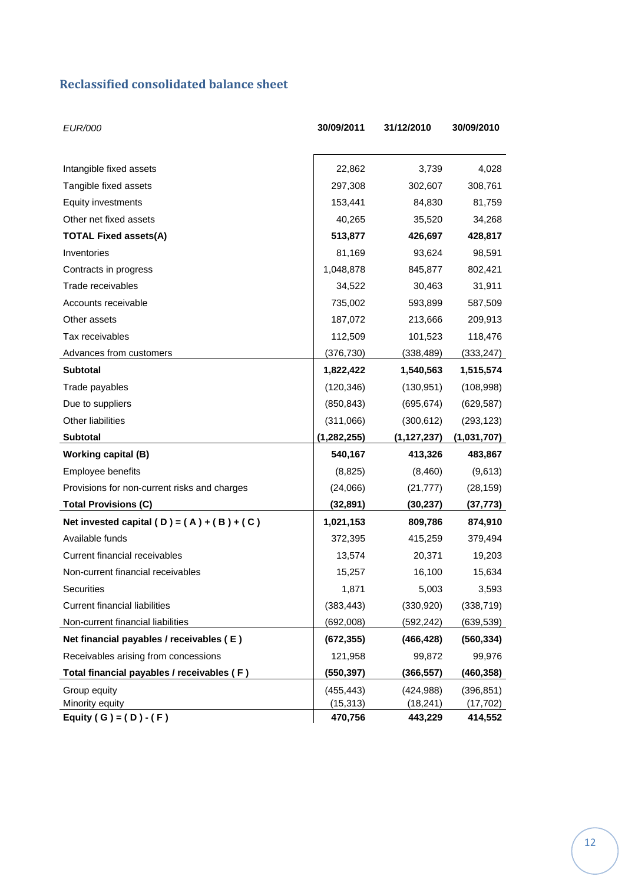## Reclassified consolidated balance sheet

| *EUR/000* | 30/09/2011 | 31/12/2010 | 30/09/2010 |
|---|---|---|---|
| Intangible fixed assets | 22,862 | 3,739 | 4,028 |
| Tangible fixed assets | 297,308 | 302,607 | 308,761 |
| Equity investments | 153,441 | 84,830 | 81,759 |
| Other net fixed assets | 40,265 | 35,520 | 34,268 |
| **TOTAL Fixed assets(A)** | **513,877** | **426,697** | **428,817** |
| Inventories | 81,169 | 93,624 | 98,591 |
| Contracts in progress | 1,048,878 | 845,877 | 802,421 |
| Trade receivables | 34,522 | 30,463 | 31,911 |
| Accounts receivable | 735,002 | 593,899 | 587,509 |
| Other assets | 187,072 | 213,666 | 209,913 |
| Tax receivables | 112,509 | 101,523 | 118,476 |
| Advances from customers | (376,730) | (338,489) | (333,247) |
| **Subtotal** | **1,822,422** | **1,540,563** | **1,515,574** |
| Trade payables | (120,346) | (130,951) | (108,998) |
| Due to suppliers | (850,843) | (695,674) | (629,587) |
| Other liabilities | (311,066) | (300,612) | (293,123) |
| **Subtotal** | **(1,282,255)** | **(1,127,237)** | **(1,031,707)** |
| **Working capital (B)** | **540,167** | **413,326** | **483,867** |
| Employee benefits | (8,825) | (8,460) | (9,613) |
| Provisions for non-current risks and charges | (24,066) | (21,777) | (28,159) |
| **Total Provisions (C)** | **(32,891)** | **(30,237)** | **(37,773)** |
| **Net invested capital ( D ) = ( A ) + ( B ) + ( C )** | **1,021,153** | **809,786** | **874,910** |
| Available funds | 372,395 | 415,259 | 379,494 |
| Current financial receivables | 13,574 | 20,371 | 19,203 |
| Non-current financial receivables | 15,257 | 16,100 | 15,634 |
| Securities | 1,871 | 5,003 | 3,593 |
| Current financial liabilities | (383,443) | (330,920) | (338,719) |
| Non-current financial liabilities | (692,008) | (592,242) | (639,539) |
| **Net financial payables / receivables ( E )** | **(672,355)** | **(466,428)** | **(560,334)** |
| Receivables arising from concessions | 121,958 | 99,872 | 99,976 |
| **Total financial payables / receivables ( F )** | **(550,397)** | **(366,557)** | **(460,358)** |
| Group equity | (455,443) | (424,988) | (396,851) |
| Minority equity | (15,313) | (18,241) | (17,702) |
| **Equity ( G ) = ( D ) - ( F )** | **470,756** | **443,229** | **414,552** |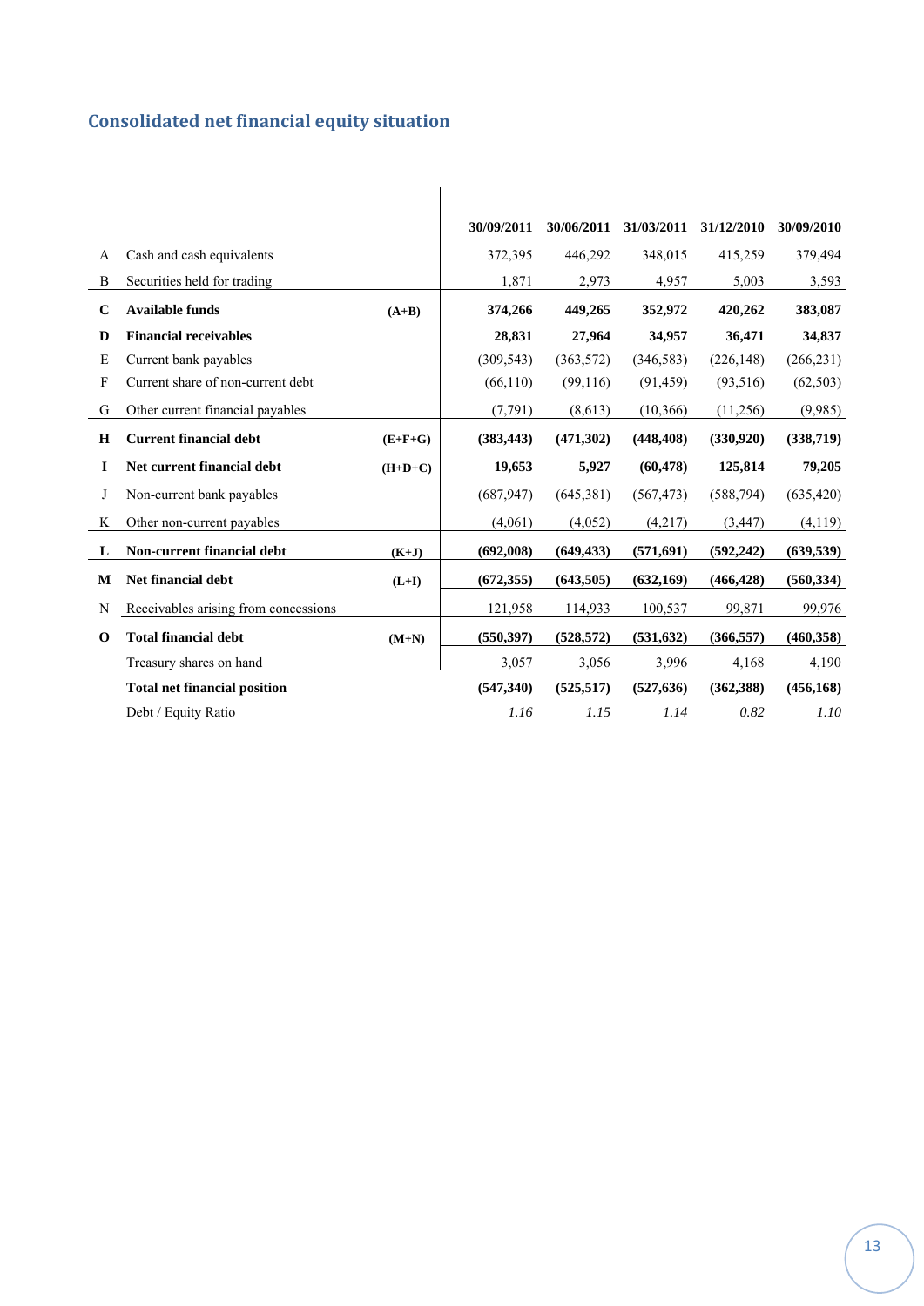## Consolidated net financial equity situation

| | | | 30/09/2011 | 30/06/2011 | 31/03/2011 | 31/12/2010 | 30/09/2010 |
|---|---|---|---|---|---|---|---|
| A | Cash and cash equivalents | | 372,395 | 446,292 | 348,015 | 415,259 | 379,494 |
| B | Securities held for trading | | 1,871 | 2,973 | 4,957 | 5,003 | 3,593 |
| **C** | **Available funds** | **(A+B)** | **374,266** | **449,265** | **352,972** | **420,262** | **383,087** |
| **D** | **Financial receivables** | | **28,831** | **27,964** | **34,957** | **36,471** | **34,837** |
| E | Current bank payables | | (309,543) | (363,572) | (346,583) | (226,148) | (266,231) |
| F | Current share of non-current debt | | (66,110) | (99,116) | (91,459) | (93,516) | (62,503) |
| G | Other current financial payables | | (7,791) | (8,613) | (10,366) | (11,256) | (9,985) |
| **H** | **Current financial debt** | **(E+F+G)** | **(383,443)** | **(471,302)** | **(448,408)** | **(330,920)** | **(338,719)** |
| **I** | **Net current financial debt** | **(H+D+C)** | **19,653** | **5,927** | **(60,478)** | **125,814** | **79,205** |
| J | Non-current bank payables | | (687,947) | (645,381) | (567,473) | (588,794) | (635,420) |
| K | Other non-current payables | | (4,061) | (4,052) | (4,217) | (3,447) | (4,119) |
| **L** | **Non-current financial debt** | **(K+J)** | **(692,008)** | **(649,433)** | **(571,691)** | **(592,242)** | **(639,539)** |
| **M** | **Net financial debt** | **(L+I)** | **(672,355)** | **(643,505)** | **(632,169)** | **(466,428)** | **(560,334)** |
| N | Receivables arising from concessions | | 121,958 | 114,933 | 100,537 | 99,871 | 99,976 |
| **O** | **Total financial debt** | **(M+N)** | **(550,397)** | **(528,572)** | **(531,632)** | **(366,557)** | **(460,358)** |
| | Treasury shares on hand | | 3,057 | 3,056 | 3,996 | 4,168 | 4,190 |
| | **Total net financial position** | | **(547,340)** | **(525,517)** | **(527,636)** | **(362,388)** | **(456,168)** |
| | Debt / Equity Ratio | | *1.16* | *1.15* | *1.14* | *0.82* | *1.10* |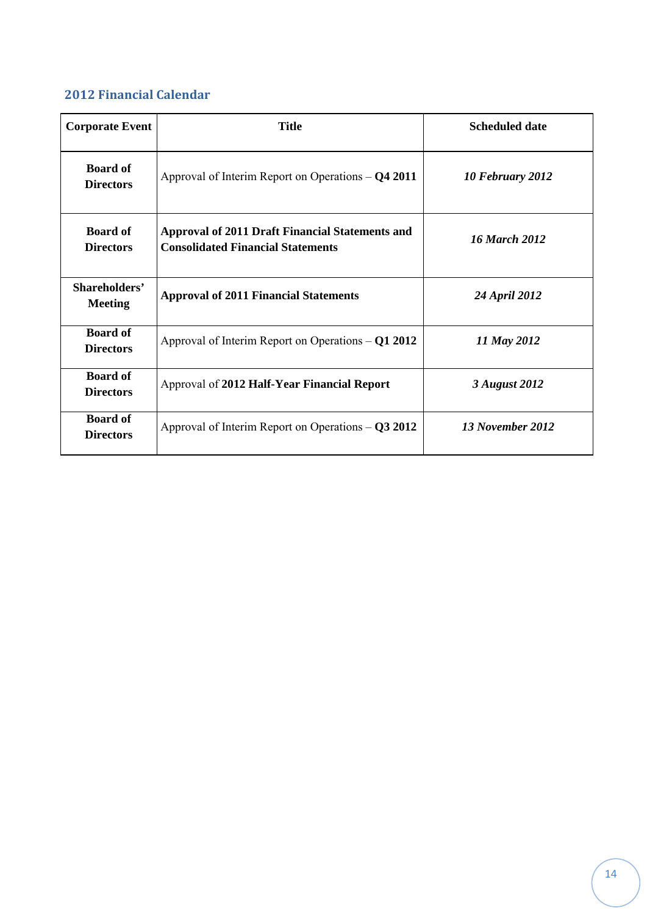## 2012 Financial Calendar

| Corporate Event | Title | Scheduled date |
|---|---|---|
| **Board of Directors** | Approval of Interim Report on Operations – **Q4 2011** | ***10 February 2012*** |
| **Board of Directors** | **Approval of 2011 Draft Financial Statements and Consolidated Financial Statements** | ***16 March 2012*** |
| **Shareholders' Meeting** | **Approval of 2011 Financial Statements** | ***24 April 2012*** |
| **Board of Directors** | Approval of Interim Report on Operations – **Q1 2012** | ***11 May 2012*** |
| **Board of Directors** | Approval of **2012 Half-Year Financial Report** | ***3 August 2012*** |
| **Board of Directors** | Approval of Interim Report on Operations – **Q3 2012** | ***13 November 2012*** |